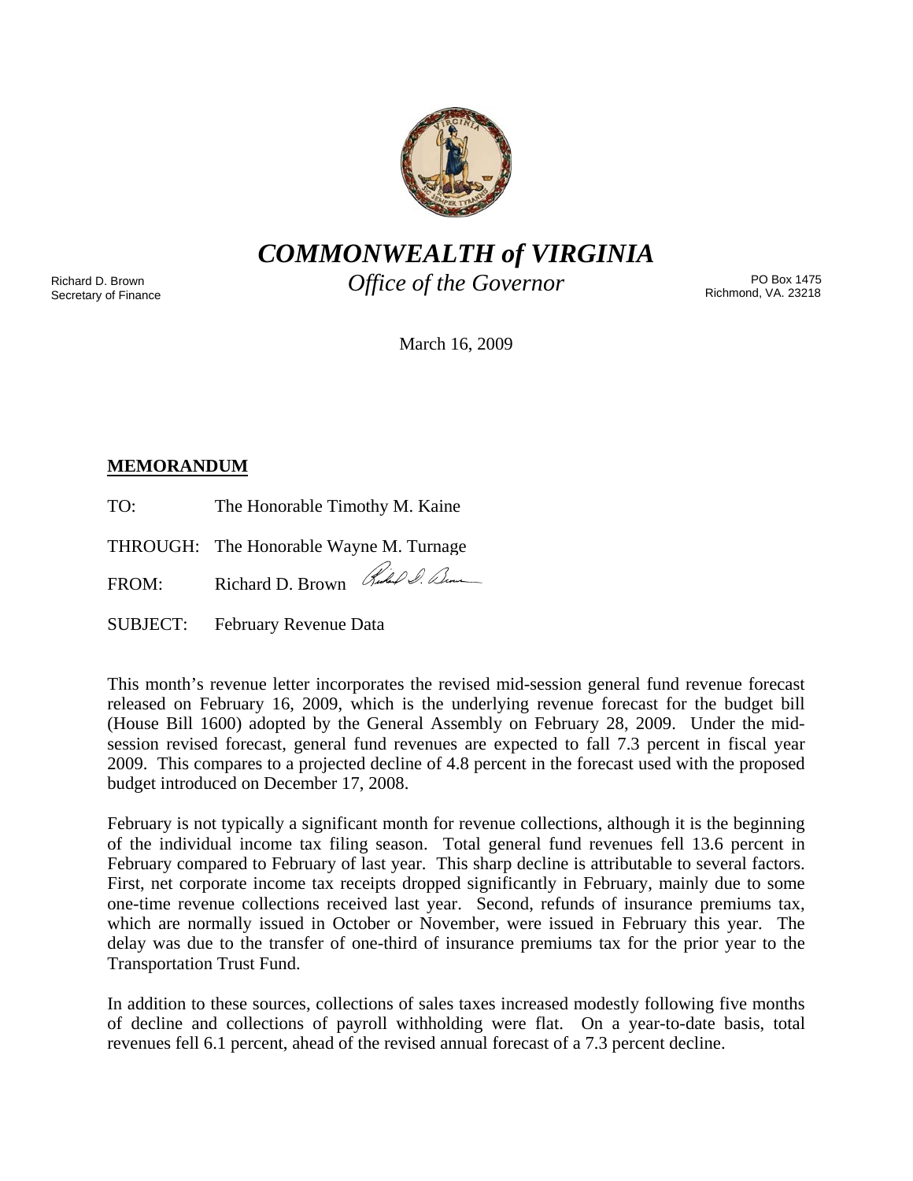# *COMMONWEALTH of VIRGINIA*

*Office of the Governor*

Richard D. Brown
Secretary of Finance

PO Box 1475
Richmond, VA. 23218

March 16, 2009

**MEMORANDUM**

TO: The Honorable Timothy M. Kaine

THROUGH: The Honorable Wayne M. Turnage

FROM: Richard D. Brown

SUBJECT: February Revenue Data

This month's revenue letter incorporates the revised mid-session general fund revenue forecast released on February 16, 2009, which is the underlying revenue forecast for the budget bill (House Bill 1600) adopted by the General Assembly on February 28, 2009. Under the mid-session revised forecast, general fund revenues are expected to fall 7.3 percent in fiscal year 2009. This compares to a projected decline of 4.8 percent in the forecast used with the proposed budget introduced on December 17, 2008.

February is not typically a significant month for revenue collections, although it is the beginning of the individual income tax filing season. Total general fund revenues fell 13.6 percent in February compared to February of last year. This sharp decline is attributable to several factors. First, net corporate income tax receipts dropped significantly in February, mainly due to some one-time revenue collections received last year. Second, refunds of insurance premiums tax, which are normally issued in October or November, were issued in February this year. The delay was due to the transfer of one-third of insurance premiums tax for the prior year to the Transportation Trust Fund.

In addition to these sources, collections of sales taxes increased modestly following five months of decline and collections of payroll withholding were flat. On a year-to-date basis, total revenues fell 6.1 percent, ahead of the revised annual forecast of a 7.3 percent decline.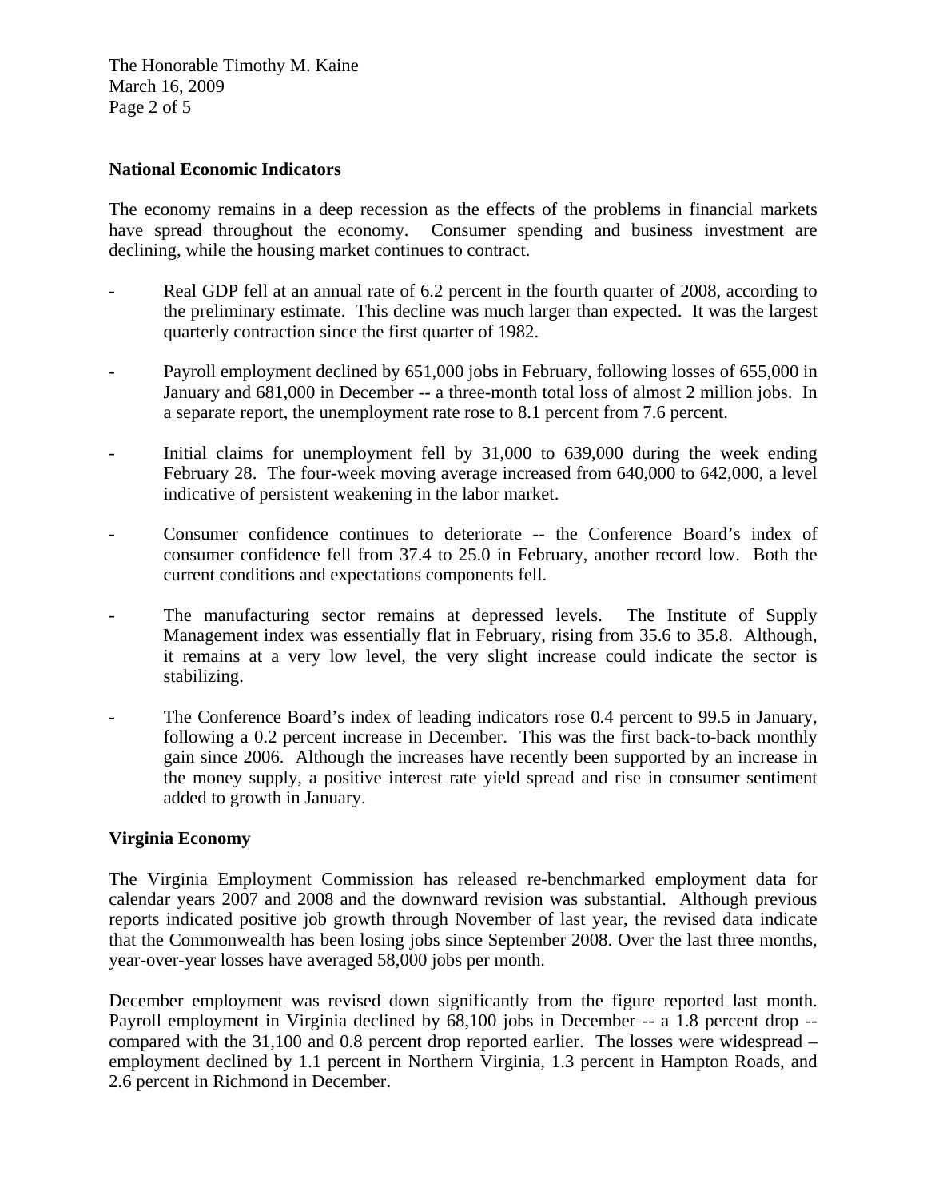**National Economic Indicators**

The economy remains in a deep recession as the effects of the problems in financial markets have spread throughout the economy. Consumer spending and business investment are declining, while the housing market continues to contract.

- Real GDP fell at an annual rate of 6.2 percent in the fourth quarter of 2008, according to the preliminary estimate. This decline was much larger than expected. It was the largest quarterly contraction since the first quarter of 1982.

- Payroll employment declined by 651,000 jobs in February, following losses of 655,000 in January and 681,000 in December -- a three-month total loss of almost 2 million jobs. In a separate report, the unemployment rate rose to 8.1 percent from 7.6 percent.

- Initial claims for unemployment fell by 31,000 to 639,000 during the week ending February 28. The four-week moving average increased from 640,000 to 642,000, a level indicative of persistent weakening in the labor market.

- Consumer confidence continues to deteriorate -- the Conference Board's index of consumer confidence fell from 37.4 to 25.0 in February, another record low. Both the current conditions and expectations components fell.

- The manufacturing sector remains at depressed levels. The Institute of Supply Management index was essentially flat in February, rising from 35.6 to 35.8. Although, it remains at a very low level, the very slight increase could indicate the sector is stabilizing.

- The Conference Board's index of leading indicators rose 0.4 percent to 99.5 in January, following a 0.2 percent increase in December. This was the first back-to-back monthly gain since 2006. Although the increases have recently been supported by an increase in the money supply, a positive interest rate yield spread and rise in consumer sentiment added to growth in January.

**Virginia Economy**

The Virginia Employment Commission has released re-benchmarked employment data for calendar years 2007 and 2008 and the downward revision was substantial. Although previous reports indicated positive job growth through November of last year, the revised data indicate that the Commonwealth has been losing jobs since September 2008. Over the last three months, year-over-year losses have averaged 58,000 jobs per month.

December employment was revised down significantly from the figure reported last month. Payroll employment in Virginia declined by 68,100 jobs in December -- a 1.8 percent drop -- compared with the 31,100 and 0.8 percent drop reported earlier. The losses were widespread – employment declined by 1.1 percent in Northern Virginia, 1.3 percent in Hampton Roads, and 2.6 percent in Richmond in December.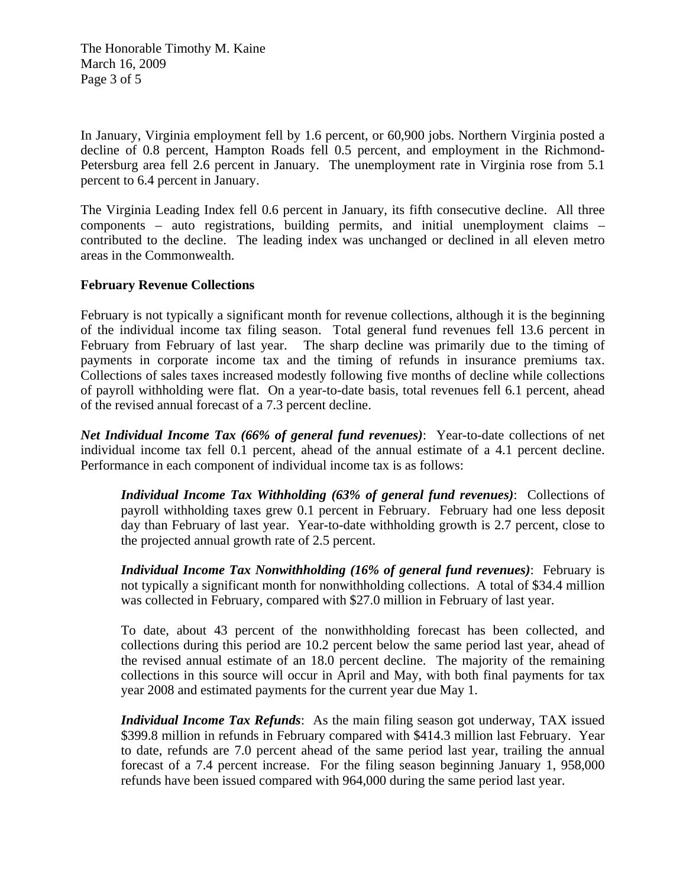In January, Virginia employment fell by 1.6 percent, or 60,900 jobs. Northern Virginia posted a decline of 0.8 percent, Hampton Roads fell 0.5 percent, and employment in the Richmond-Petersburg area fell 2.6 percent in January. The unemployment rate in Virginia rose from 5.1 percent to 6.4 percent in January.

The Virginia Leading Index fell 0.6 percent in January, its fifth consecutive decline. All three components – auto registrations, building permits, and initial unemployment claims – contributed to the decline. The leading index was unchanged or declined in all eleven metro areas in the Commonwealth.

**February Revenue Collections**

February is not typically a significant month for revenue collections, although it is the beginning of the individual income tax filing season. Total general fund revenues fell 13.6 percent in February from February of last year. The sharp decline was primarily due to the timing of payments in corporate income tax and the timing of refunds in insurance premiums tax. Collections of sales taxes increased modestly following five months of decline while collections of payroll withholding were flat. On a year-to-date basis, total revenues fell 6.1 percent, ahead of the revised annual forecast of a 7.3 percent decline.

***Net Individual Income Tax (66% of general fund revenues)***: Year-to-date collections of net individual income tax fell 0.1 percent, ahead of the annual estimate of a 4.1 percent decline. Performance in each component of individual income tax is as follows:

> ***Individual Income Tax Withholding (63% of general fund revenues)***: Collections of payroll withholding taxes grew 0.1 percent in February. February had one less deposit day than February of last year. Year-to-date withholding growth is 2.7 percent, close to the projected annual growth rate of 2.5 percent.
>
> ***Individual Income Tax Nonwithholding (16% of general fund revenues)***: February is not typically a significant month for nonwithholding collections. A total of $34.4 million was collected in February, compared with $27.0 million in February of last year.
>
> To date, about 43 percent of the nonwithholding forecast has been collected, and collections during this period are 10.2 percent below the same period last year, ahead of the revised annual estimate of an 18.0 percent decline. The majority of the remaining collections in this source will occur in April and May, with both final payments for tax year 2008 and estimated payments for the current year due May 1.
>
> ***Individual Income Tax Refunds***: As the main filing season got underway, TAX issued $399.8 million in refunds in February compared with $414.3 million last February. Year to date, refunds are 7.0 percent ahead of the same period last year, trailing the annual forecast of a 7.4 percent increase. For the filing season beginning January 1, 958,000 refunds have been issued compared with 964,000 during the same period last year.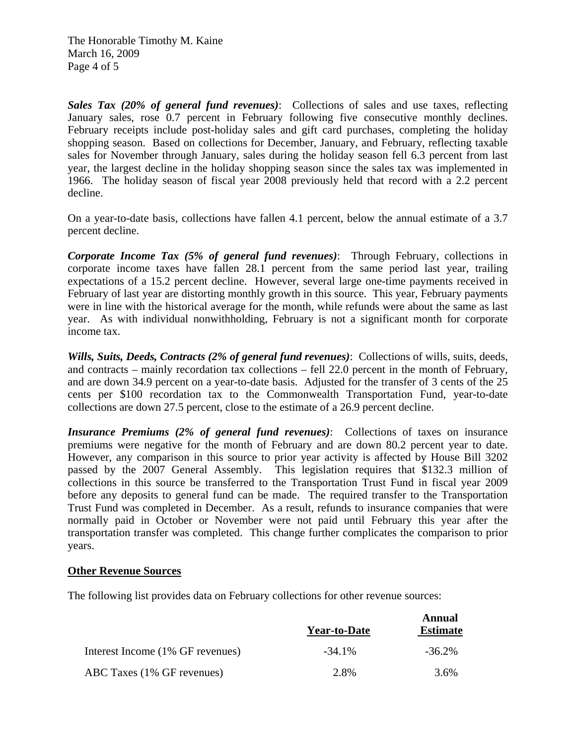***Sales Tax (20% of general fund revenues)***: Collections of sales and use taxes, reflecting January sales, rose 0.7 percent in February following five consecutive monthly declines. February receipts include post-holiday sales and gift card purchases, completing the holiday shopping season. Based on collections for December, January, and February, reflecting taxable sales for November through January, sales during the holiday season fell 6.3 percent from last year, the largest decline in the holiday shopping season since the sales tax was implemented in 1966. The holiday season of fiscal year 2008 previously held that record with a 2.2 percent decline.

On a year-to-date basis, collections have fallen 4.1 percent, below the annual estimate of a 3.7 percent decline.

***Corporate Income Tax (5% of general fund revenues)***: Through February, collections in corporate income taxes have fallen 28.1 percent from the same period last year, trailing expectations of a 15.2 percent decline. However, several large one-time payments received in February of last year are distorting monthly growth in this source. This year, February payments were in line with the historical average for the month, while refunds were about the same as last year. As with individual nonwithholding, February is not a significant month for corporate income tax.

***Wills, Suits, Deeds, Contracts (2% of general fund revenues)***: Collections of wills, suits, deeds, and contracts – mainly recordation tax collections – fell 22.0 percent in the month of February, and are down 34.9 percent on a year-to-date basis. Adjusted for the transfer of 3 cents of the 25 cents per $100 recordation tax to the Commonwealth Transportation Fund, year-to-date collections are down 27.5 percent, close to the estimate of a 26.9 percent decline.

***Insurance Premiums (2% of general fund revenues)***: Collections of taxes on insurance premiums were negative for the month of February and are down 80.2 percent year to date. However, any comparison in this source to prior year activity is affected by House Bill 3202 passed by the 2007 General Assembly. This legislation requires that $132.3 million of collections in this source be transferred to the Transportation Trust Fund in fiscal year 2009 before any deposits to general fund can be made. The required transfer to the Transportation Trust Fund was completed in December. As a result, refunds to insurance companies that were normally paid in October or November were not paid until February this year after the transportation transfer was completed. This change further complicates the comparison to prior years.

## Other Revenue Sources

The following list provides data on February collections for other revenue sources:

| | Year-to-Date | Annual Estimate |
|---|---|---|
| Interest Income (1% GF revenues) | -34.1% | -36.2% |
| ABC Taxes (1% GF revenues) | 2.8% | 3.6% |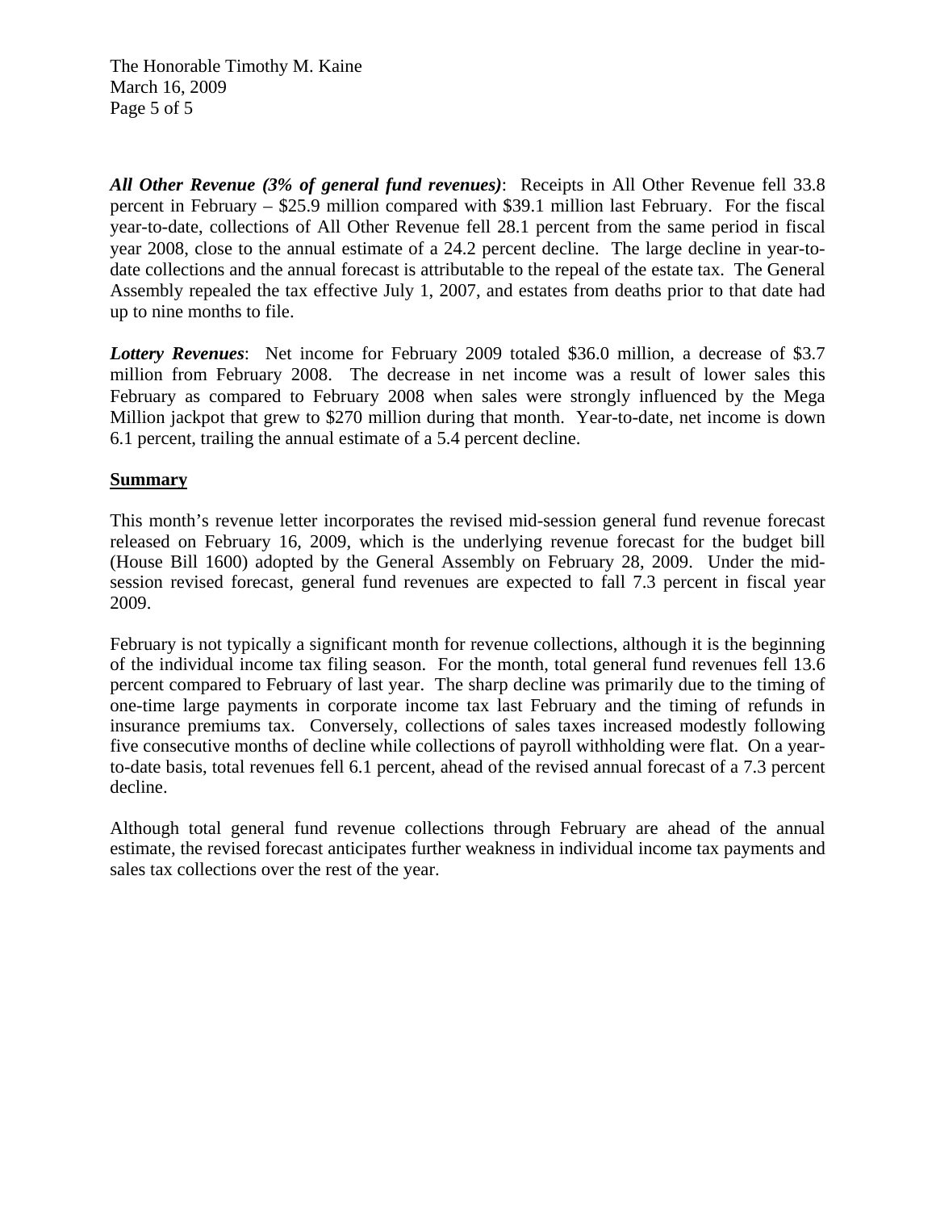***All Other Revenue (3% of general fund revenues)***: Receipts in All Other Revenue fell 33.8 percent in February – $25.9 million compared with $39.1 million last February. For the fiscal year-to-date, collections of All Other Revenue fell 28.1 percent from the same period in fiscal year 2008, close to the annual estimate of a 24.2 percent decline. The large decline in year-to-date collections and the annual forecast is attributable to the repeal of the estate tax. The General Assembly repealed the tax effective July 1, 2007, and estates from deaths prior to that date had up to nine months to file.

***Lottery Revenues***: Net income for February 2009 totaled $36.0 million, a decrease of $3.7 million from February 2008. The decrease in net income was a result of lower sales this February as compared to February 2008 when sales were strongly influenced by the Mega Million jackpot that grew to $270 million during that month. Year-to-date, net income is down 6.1 percent, trailing the annual estimate of a 5.4 percent decline.

## Summary

This month's revenue letter incorporates the revised mid-session general fund revenue forecast released on February 16, 2009, which is the underlying revenue forecast for the budget bill (House Bill 1600) adopted by the General Assembly on February 28, 2009. Under the mid-session revised forecast, general fund revenues are expected to fall 7.3 percent in fiscal year 2009.

February is not typically a significant month for revenue collections, although it is the beginning of the individual income tax filing season. For the month, total general fund revenues fell 13.6 percent compared to February of last year. The sharp decline was primarily due to the timing of one-time large payments in corporate income tax last February and the timing of refunds in insurance premiums tax. Conversely, collections of sales taxes increased modestly following five consecutive months of decline while collections of payroll withholding were flat. On a year-to-date basis, total revenues fell 6.1 percent, ahead of the revised annual forecast of a 7.3 percent decline.

Although total general fund revenue collections through February are ahead of the annual estimate, the revised forecast anticipates further weakness in individual income tax payments and sales tax collections over the rest of the year.